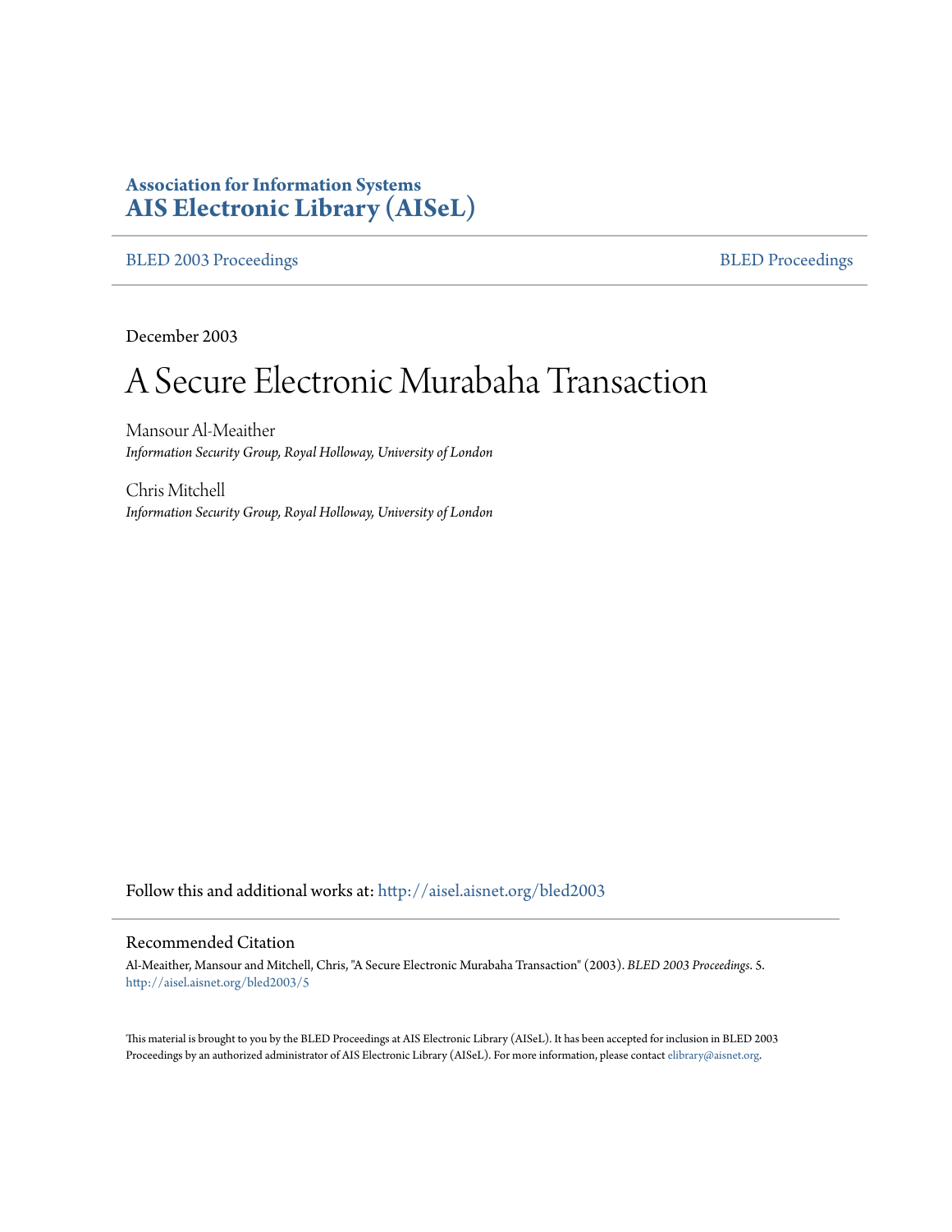**Association for Information Systems**
**AIS Electronic Library (AISeL)**

BLED 2003 Proceedings | BLED Proceedings

December 2003

# A Secure Electronic Murabaha Transaction

Mansour Al-Meaither
*Information Security Group, Royal Holloway, University of London*

Chris Mitchell
*Information Security Group, Royal Holloway, University of London*

Follow this and additional works at: http://aisel.aisnet.org/bled2003

## Recommended Citation

Al-Meaither, Mansour and Mitchell, Chris, "A Secure Electronic Murabaha Transaction" (2003). *BLED 2003 Proceedings*. 5.
http://aisel.aisnet.org/bled2003/5

This material is brought to you by the BLED Proceedings at AIS Electronic Library (AISeL). It has been accepted for inclusion in BLED 2003 Proceedings by an authorized administrator of AIS Electronic Library (AISeL). For more information, please contact elibrary@aisnet.org.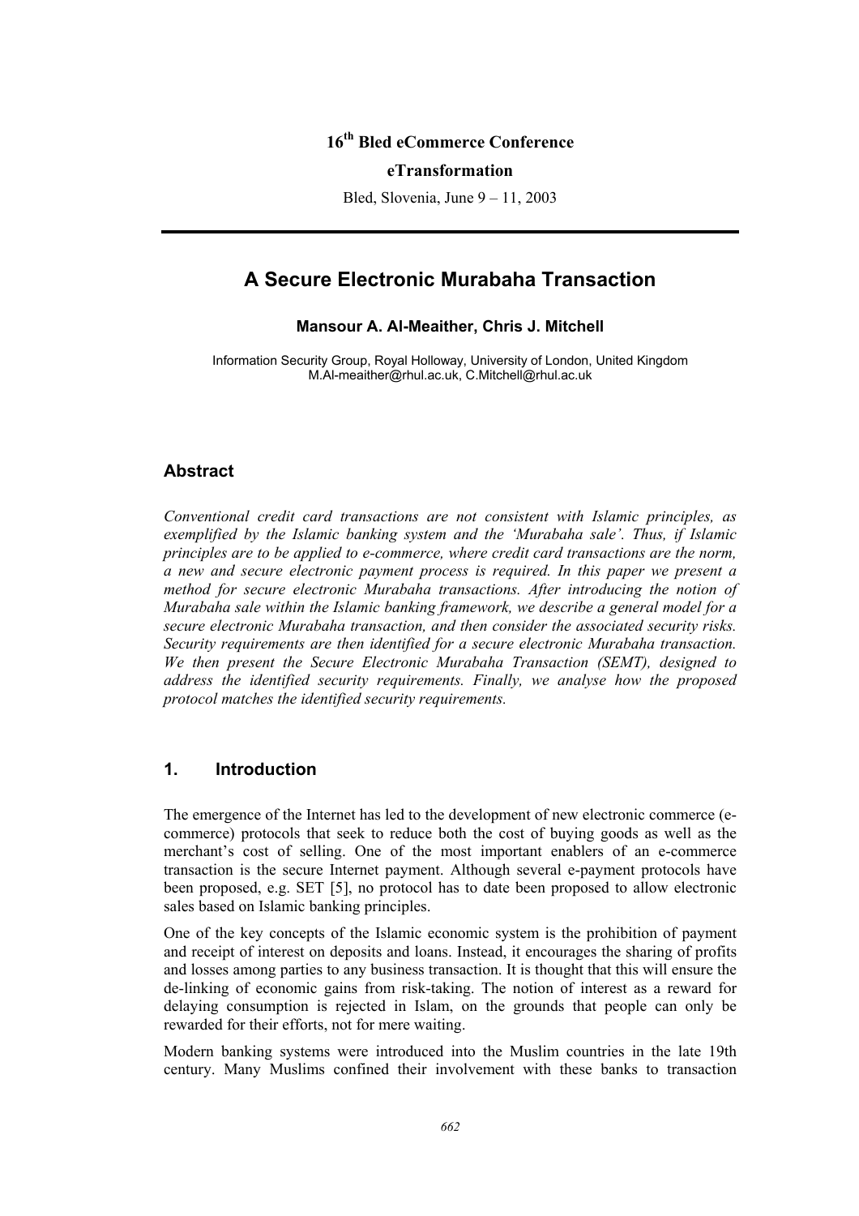16th Bled eCommerce Conference

eTransformation

Bled, Slovenia, June 9 – 11, 2003

# A Secure Electronic Murabaha Transaction

**Mansour A. Al-Meaither, Chris J. Mitchell**

Information Security Group, Royal Holloway, University of London, United Kingdom
M.Al-meaither@rhul.ac.uk, C.Mitchell@rhul.ac.uk

## Abstract

*Conventional credit card transactions are not consistent with Islamic principles, as exemplified by the Islamic banking system and the 'Murabaha sale'. Thus, if Islamic principles are to be applied to e-commerce, where credit card transactions are the norm, a new and secure electronic payment process is required. In this paper we present a method for secure electronic Murabaha transactions. After introducing the notion of Murabaha sale within the Islamic banking framework, we describe a general model for a secure electronic Murabaha transaction, and then consider the associated security risks. Security requirements are then identified for a secure electronic Murabaha transaction. We then present the Secure Electronic Murabaha Transaction (SEMT), designed to address the identified security requirements. Finally, we analyse how the proposed protocol matches the identified security requirements.*

## 1. Introduction

The emergence of the Internet has led to the development of new electronic commerce (e-commerce) protocols that seek to reduce both the cost of buying goods as well as the merchant's cost of selling. One of the most important enablers of an e-commerce transaction is the secure Internet payment. Although several e-payment protocols have been proposed, e.g. SET [5], no protocol has to date been proposed to allow electronic sales based on Islamic banking principles.

One of the key concepts of the Islamic economic system is the prohibition of payment and receipt of interest on deposits and loans. Instead, it encourages the sharing of profits and losses among parties to any business transaction. It is thought that this will ensure the de-linking of economic gains from risk-taking. The notion of interest as a reward for delaying consumption is rejected in Islam, on the grounds that people can only be rewarded for their efforts, not for mere waiting.

Modern banking systems were introduced into the Muslim countries in the late 19th century. Many Muslims confined their involvement with these banks to transaction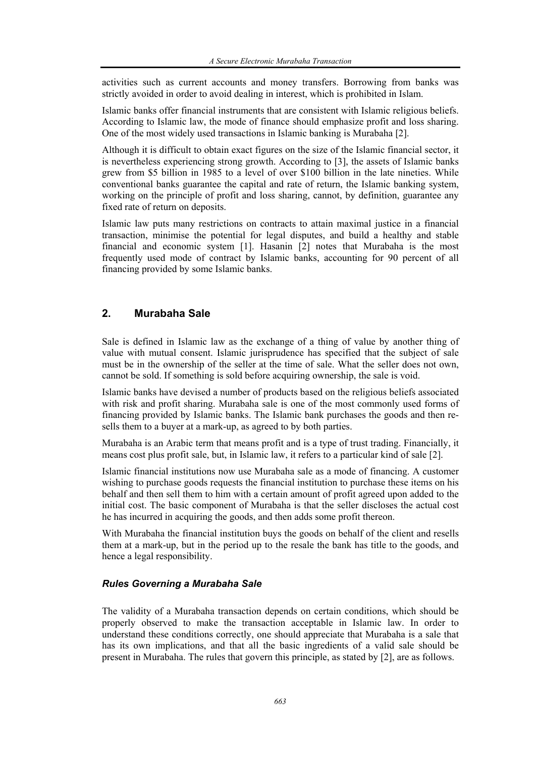activities such as current accounts and money transfers. Borrowing from banks was strictly avoided in order to avoid dealing in interest, which is prohibited in Islam.

Islamic banks offer financial instruments that are consistent with Islamic religious beliefs. According to Islamic law, the mode of finance should emphasize profit and loss sharing. One of the most widely used transactions in Islamic banking is Murabaha [2].

Although it is difficult to obtain exact figures on the size of the Islamic financial sector, it is nevertheless experiencing strong growth. According to [3], the assets of Islamic banks grew from $5 billion in 1985 to a level of over $100 billion in the late nineties. While conventional banks guarantee the capital and rate of return, the Islamic banking system, working on the principle of profit and loss sharing, cannot, by definition, guarantee any fixed rate of return on deposits.

Islamic law puts many restrictions on contracts to attain maximal justice in a financial transaction, minimise the potential for legal disputes, and build a healthy and stable financial and economic system [1]. Hasanin [2] notes that Murabaha is the most frequently used mode of contract by Islamic banks, accounting for 90 percent of all financing provided by some Islamic banks.

## 2. Murabaha Sale

Sale is defined in Islamic law as the exchange of a thing of value by another thing of value with mutual consent. Islamic jurisprudence has specified that the subject of sale must be in the ownership of the seller at the time of sale. What the seller does not own, cannot be sold. If something is sold before acquiring ownership, the sale is void.

Islamic banks have devised a number of products based on the religious beliefs associated with risk and profit sharing. Murabaha sale is one of the most commonly used forms of financing provided by Islamic banks. The Islamic bank purchases the goods and then re-sells them to a buyer at a mark-up, as agreed to by both parties.

Murabaha is an Arabic term that means profit and is a type of trust trading. Financially, it means cost plus profit sale, but, in Islamic law, it refers to a particular kind of sale [2].

Islamic financial institutions now use Murabaha sale as a mode of financing. A customer wishing to purchase goods requests the financial institution to purchase these items on his behalf and then sell them to him with a certain amount of profit agreed upon added to the initial cost. The basic component of Murabaha is that the seller discloses the actual cost he has incurred in acquiring the goods, and then adds some profit thereon.

With Murabaha the financial institution buys the goods on behalf of the client and resells them at a mark-up, but in the period up to the resale the bank has title to the goods, and hence a legal responsibility.

### *Rules Governing a Murabaha Sale*

The validity of a Murabaha transaction depends on certain conditions, which should be properly observed to make the transaction acceptable in Islamic law. In order to understand these conditions correctly, one should appreciate that Murabaha is a sale that has its own implications, and that all the basic ingredients of a valid sale should be present in Murabaha. The rules that govern this principle, as stated by [2], are as follows.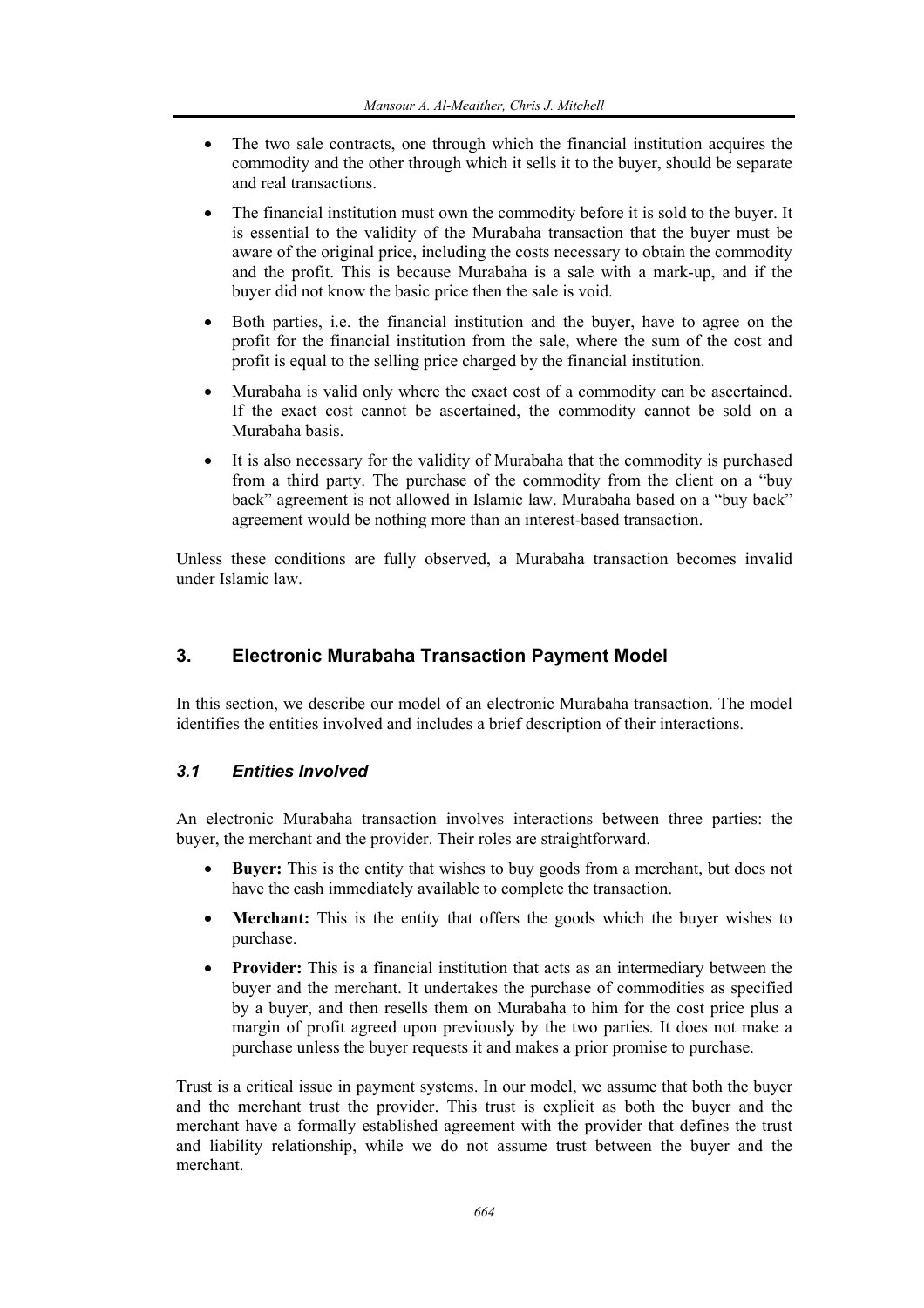- The two sale contracts, one through which the financial institution acquires the commodity and the other through which it sells it to the buyer, should be separate and real transactions.
- The financial institution must own the commodity before it is sold to the buyer. It is essential to the validity of the Murabaha transaction that the buyer must be aware of the original price, including the costs necessary to obtain the commodity and the profit. This is because Murabaha is a sale with a mark-up, and if the buyer did not know the basic price then the sale is void.
- Both parties, i.e. the financial institution and the buyer, have to agree on the profit for the financial institution from the sale, where the sum of the cost and profit is equal to the selling price charged by the financial institution.
- Murabaha is valid only where the exact cost of a commodity can be ascertained. If the exact cost cannot be ascertained, the commodity cannot be sold on a Murabaha basis.
- It is also necessary for the validity of Murabaha that the commodity is purchased from a third party. The purchase of the commodity from the client on a "buy back" agreement is not allowed in Islamic law. Murabaha based on a "buy back" agreement would be nothing more than an interest-based transaction.

Unless these conditions are fully observed, a Murabaha transaction becomes invalid under Islamic law.

## 3. Electronic Murabaha Transaction Payment Model

In this section, we describe our model of an electronic Murabaha transaction. The model identifies the entities involved and includes a brief description of their interactions.

### *3.1 Entities Involved*

An electronic Murabaha transaction involves interactions between three parties: the buyer, the merchant and the provider. Their roles are straightforward.

- **Buyer:** This is the entity that wishes to buy goods from a merchant, but does not have the cash immediately available to complete the transaction.
- **Merchant:** This is the entity that offers the goods which the buyer wishes to purchase.
- **Provider:** This is a financial institution that acts as an intermediary between the buyer and the merchant. It undertakes the purchase of commodities as specified by a buyer, and then resells them on Murabaha to him for the cost price plus a margin of profit agreed upon previously by the two parties. It does not make a purchase unless the buyer requests it and makes a prior promise to purchase.

Trust is a critical issue in payment systems. In our model, we assume that both the buyer and the merchant trust the provider. This trust is explicit as both the buyer and the merchant have a formally established agreement with the provider that defines the trust and liability relationship, while we do not assume trust between the buyer and the merchant.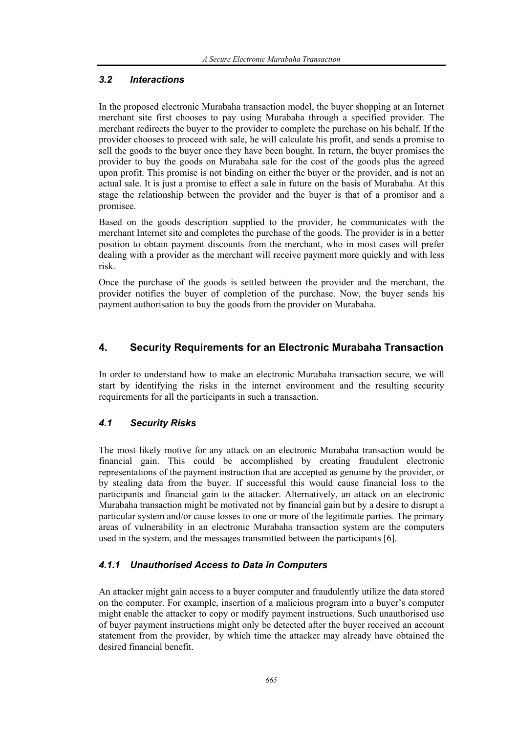### *3.2 Interactions*

In the proposed electronic Murabaha transaction model, the buyer shopping at an Internet merchant site first chooses to pay using Murabaha through a specified provider. The merchant redirects the buyer to the provider to complete the purchase on his behalf. If the provider chooses to proceed with sale, he will calculate his profit, and sends a promise to sell the goods to the buyer once they have been bought. In return, the buyer promises the provider to buy the goods on Murabaha sale for the cost of the goods plus the agreed upon profit. This promise is not binding on either the buyer or the provider, and is not an actual sale. It is just a promise to effect a sale in future on the basis of Murabaha. At this stage the relationship between the provider and the buyer is that of a promisor and a promisee.

Based on the goods description supplied to the provider, he communicates with the merchant Internet site and completes the purchase of the goods. The provider is in a better position to obtain payment discounts from the merchant, who in most cases will prefer dealing with a provider as the merchant will receive payment more quickly and with less risk.

Once the purchase of the goods is settled between the provider and the merchant, the provider notifies the buyer of completion of the purchase. Now, the buyer sends his payment authorisation to buy the goods from the provider on Murabaha.

## 4. Security Requirements for an Electronic Murabaha Transaction

In order to understand how to make an electronic Murabaha transaction secure, we will start by identifying the risks in the internet environment and the resulting security requirements for all the participants in such a transaction.

### *4.1 Security Risks*

The most likely motive for any attack on an electronic Murabaha transaction would be financial gain. This could be accomplished by creating fraudulent electronic representations of the payment instruction that are accepted as genuine by the provider, or by stealing data from the buyer. If successful this would cause financial loss to the participants and financial gain to the attacker. Alternatively, an attack on an electronic Murabaha transaction might be motivated not by financial gain but by a desire to disrupt a particular system and/or cause losses to one or more of the legitimate parties. The primary areas of vulnerability in an electronic Murabaha transaction system are the computers used in the system, and the messages transmitted between the participants [6].

#### *4.1.1 Unauthorised Access to Data in Computers*

An attacker might gain access to a buyer computer and fraudulently utilize the data stored on the computer. For example, insertion of a malicious program into a buyer's computer might enable the attacker to copy or modify payment instructions. Such unauthorised use of buyer payment instructions might only be detected after the buyer received an account statement from the provider, by which time the attacker may already have obtained the desired financial benefit.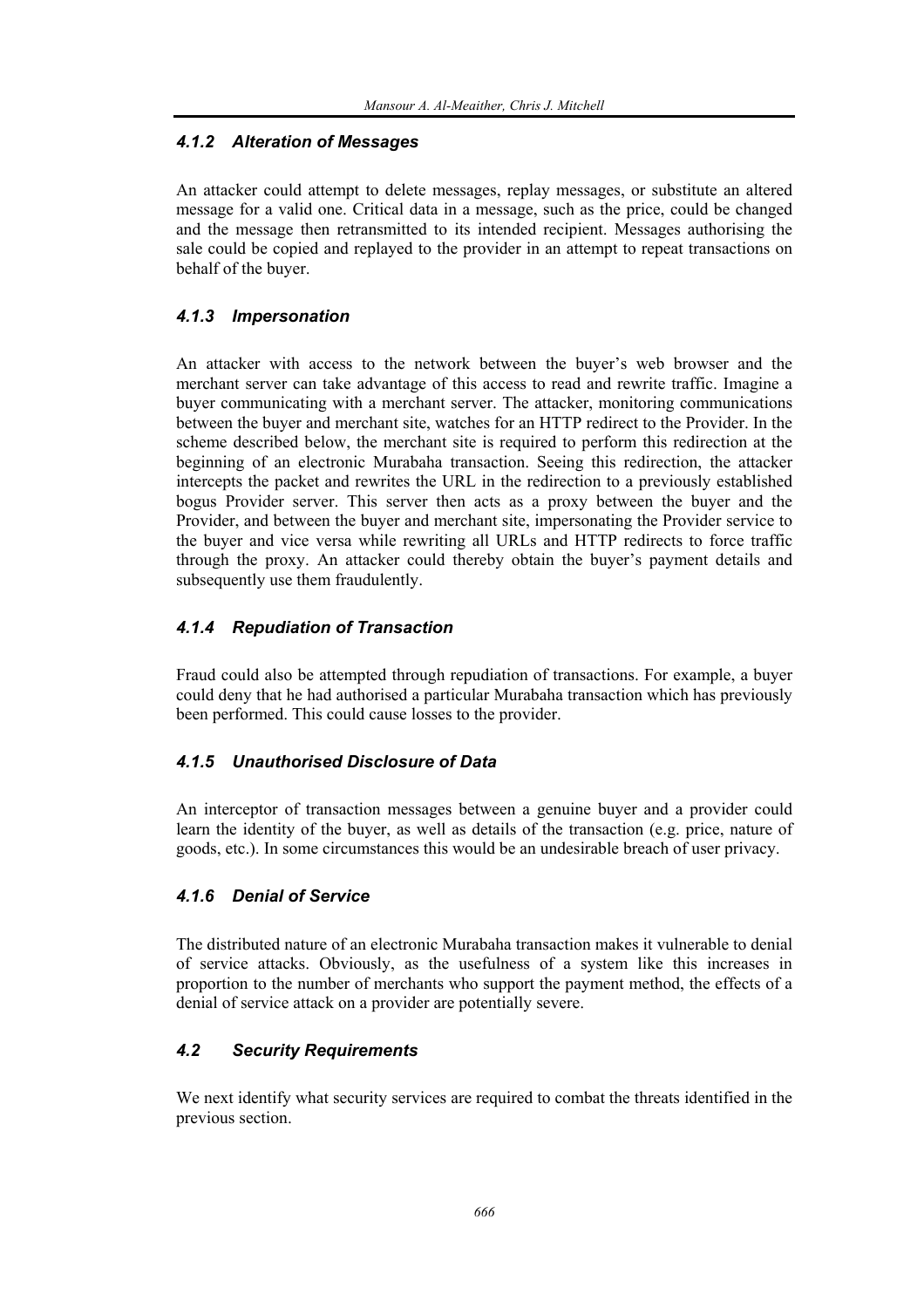#### 4.1.2 *Alteration of Messages*

An attacker could attempt to delete messages, replay messages, or substitute an altered message for a valid one. Critical data in a message, such as the price, could be changed and the message then retransmitted to its intended recipient. Messages authorising the sale could be copied and replayed to the provider in an attempt to repeat transactions on behalf of the buyer.

#### 4.1.3 *Impersonation*

An attacker with access to the network between the buyer's web browser and the merchant server can take advantage of this access to read and rewrite traffic. Imagine a buyer communicating with a merchant server. The attacker, monitoring communications between the buyer and merchant site, watches for an HTTP redirect to the Provider. In the scheme described below, the merchant site is required to perform this redirection at the beginning of an electronic Murabaha transaction. Seeing this redirection, the attacker intercepts the packet and rewrites the URL in the redirection to a previously established bogus Provider server. This server then acts as a proxy between the buyer and the Provider, and between the buyer and merchant site, impersonating the Provider service to the buyer and vice versa while rewriting all URLs and HTTP redirects to force traffic through the proxy. An attacker could thereby obtain the buyer's payment details and subsequently use them fraudulently.

#### 4.1.4 *Repudiation of Transaction*

Fraud could also be attempted through repudiation of transactions. For example, a buyer could deny that he had authorised a particular Murabaha transaction which has previously been performed. This could cause losses to the provider.

#### 4.1.5 *Unauthorised Disclosure of Data*

An interceptor of transaction messages between a genuine buyer and a provider could learn the identity of the buyer, as well as details of the transaction (e.g. price, nature of goods, etc.). In some circumstances this would be an undesirable breach of user privacy.

#### 4.1.6 *Denial of Service*

The distributed nature of an electronic Murabaha transaction makes it vulnerable to denial of service attacks. Obviously, as the usefulness of a system like this increases in proportion to the number of merchants who support the payment method, the effects of a denial of service attack on a provider are potentially severe.

### 4.2 *Security Requirements*

We next identify what security services are required to combat the threats identified in the previous section.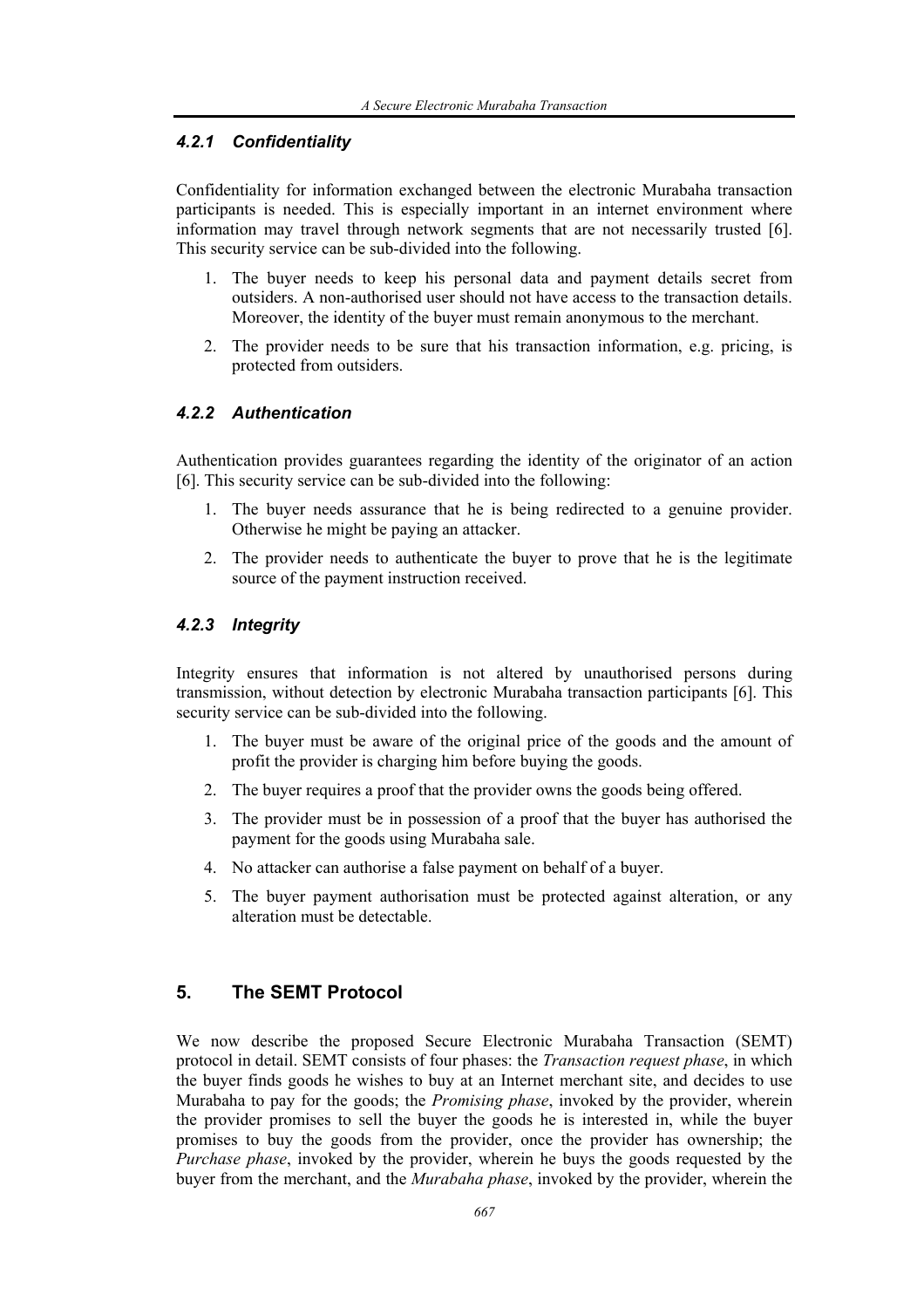#### *4.2.1 Confidentiality*

Confidentiality for information exchanged between the electronic Murabaha transaction participants is needed. This is especially important in an internet environment where information may travel through network segments that are not necessarily trusted [6]. This security service can be sub-divided into the following.

1. The buyer needs to keep his personal data and payment details secret from outsiders. A non-authorised user should not have access to the transaction details. Moreover, the identity of the buyer must remain anonymous to the merchant.
2. The provider needs to be sure that his transaction information, e.g. pricing, is protected from outsiders.

#### *4.2.2 Authentication*

Authentication provides guarantees regarding the identity of the originator of an action [6]. This security service can be sub-divided into the following:

1. The buyer needs assurance that he is being redirected to a genuine provider. Otherwise he might be paying an attacker.
2. The provider needs to authenticate the buyer to prove that he is the legitimate source of the payment instruction received.

#### *4.2.3 Integrity*

Integrity ensures that information is not altered by unauthorised persons during transmission, without detection by electronic Murabaha transaction participants [6]. This security service can be sub-divided into the following.

1. The buyer must be aware of the original price of the goods and the amount of profit the provider is charging him before buying the goods.
2. The buyer requires a proof that the provider owns the goods being offered.
3. The provider must be in possession of a proof that the buyer has authorised the payment for the goods using Murabaha sale.
4. No attacker can authorise a false payment on behalf of a buyer.
5. The buyer payment authorisation must be protected against alteration, or any alteration must be detectable.

## 5. The SEMT Protocol

We now describe the proposed Secure Electronic Murabaha Transaction (SEMT) protocol in detail. SEMT consists of four phases: the *Transaction request phase*, in which the buyer finds goods he wishes to buy at an Internet merchant site, and decides to use Murabaha to pay for the goods; the *Promising phase*, invoked by the provider, wherein the provider promises to sell the buyer the goods he is interested in, while the buyer promises to buy the goods from the provider, once the provider has ownership; the *Purchase phase*, invoked by the provider, wherein he buys the goods requested by the buyer from the merchant, and the *Murabaha phase*, invoked by the provider, wherein the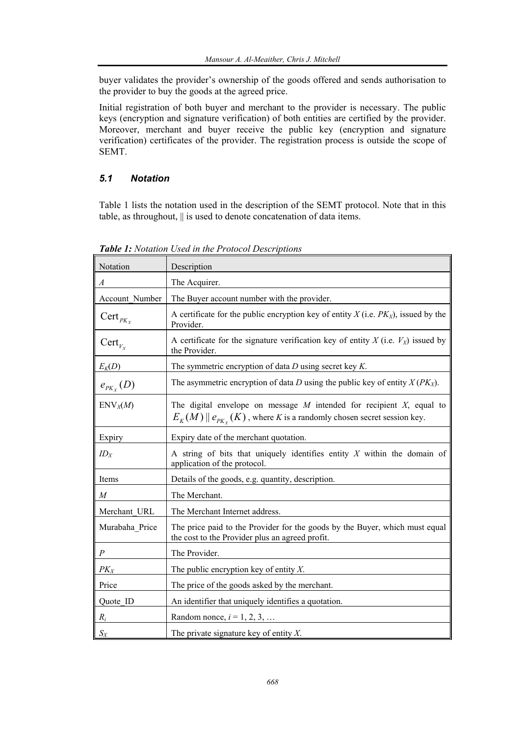buyer validates the provider's ownership of the goods offered and sends authorisation to the provider to buy the goods at the agreed price.

Initial registration of both buyer and merchant to the provider is necessary. The public keys (encryption and signature verification) of both entities are certified by the provider. Moreover, merchant and buyer receive the public key (encryption and signature verification) certificates of the provider. The registration process is outside the scope of SEMT.

### *5.1 Notation*

Table 1 lists the notation used in the description of the SEMT protocol. Note that in this table, as throughout, || is used to denote concatenation of data items.

***Table 1:*** *Notation Used in the Protocol Descriptions*

| Notation | Description |
|---|---|
| $A$ | The Acquirer. |
| Account_Number | The Buyer account number with the provider. |
| $\text{Cert}_{PK_X}$ | A certificate for the public encryption key of entity $X$ (i.e. $PK_X$), issued by the Provider. |
| $\text{Cert}_{V_X}$ | A certificate for the signature verification key of entity $X$ (i.e. $V_X$) issued by the Provider. |
| $E_K(D)$ | The symmetric encryption of data $D$ using secret key $K$. |
| $e_{PK_X}(D)$ | The asymmetric encryption of data $D$ using the public key of entity $X$ ($PK_X$). |
| $\text{ENV}_X(M)$ | The digital envelope on message $M$ intended for recipient $X$, equal to $E_K(M) \parallel e_{PK_X}(K)$, where $K$ is a randomly chosen secret session key. |
| Expiry | Expiry date of the merchant quotation. |
| $ID_X$ | A string of bits that uniquely identifies entity $X$ within the domain of application of the protocol. |
| Items | Details of the goods, e.g. quantity, description. |
| $M$ | The Merchant. |
| Merchant_URL | The Merchant Internet address. |
| Murabaha_Price | The price paid to the Provider for the goods by the Buyer, which must equal the cost to the Provider plus an agreed profit. |
| $P$ | The Provider. |
| $PK_X$ | The public encryption key of entity $X$. |
| Price | The price of the goods asked by the merchant. |
| Quote_ID | An identifier that uniquely identifies a quotation. |
| $R_i$ | Random nonce, $i = 1, 2, 3, \ldots$ |
| $S_X$ | The private signature key of entity $X$. |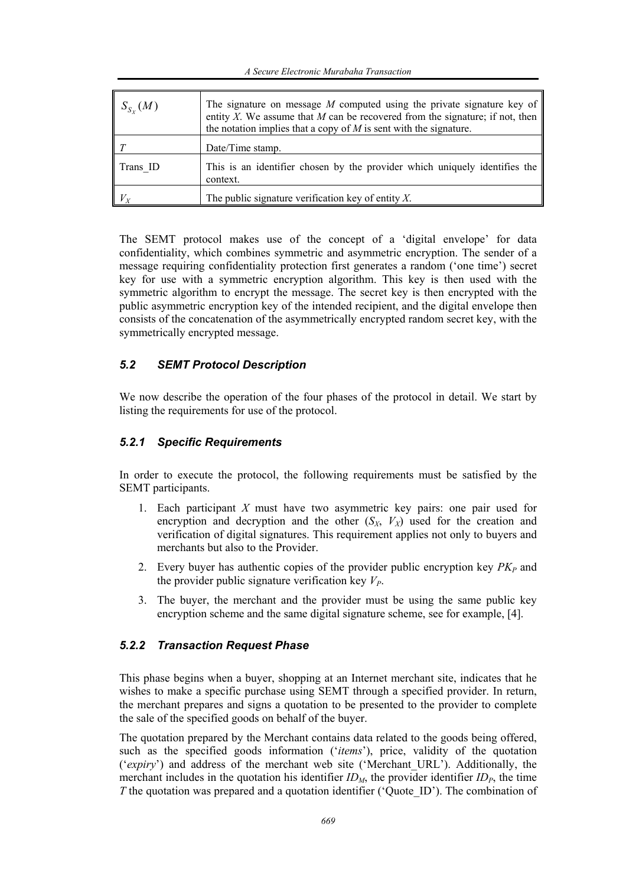| | |
|---|---|
| $S_{S_X}(M)$ | The signature on message *M* computed using the private signature key of entity *X*. We assume that *M* can be recovered from the signature; if not, then the notation implies that a copy of *M* is sent with the signature. |
| *T* | Date/Time stamp. |
| Trans_ID | This is an identifier chosen by the provider which uniquely identifies the context. |
| $V_X$ | The public signature verification key of entity *X*. |

The SEMT protocol makes use of the concept of a 'digital envelope' for data confidentiality, which combines symmetric and asymmetric encryption. The sender of a message requiring confidentiality protection first generates a random ('one time') secret key for use with a symmetric encryption algorithm. This key is then used with the symmetric algorithm to encrypt the message. The secret key is then encrypted with the public asymmetric encryption key of the intended recipient, and the digital envelope then consists of the concatenation of the asymmetrically encrypted random secret key, with the symmetrically encrypted message.

### 5.2 SEMT Protocol Description

We now describe the operation of the four phases of the protocol in detail. We start by listing the requirements for use of the protocol.

#### 5.2.1 Specific Requirements

In order to execute the protocol, the following requirements must be satisfied by the SEMT participants.

1. Each participant *X* must have two asymmetric key pairs: one pair used for encryption and decryption and the other ($S_X$, $V_X$) used for the creation and verification of digital signatures. This requirement applies not only to buyers and merchants but also to the Provider.
2. Every buyer has authentic copies of the provider public encryption key $PK_P$ and the provider public signature verification key $V_P$.
3. The buyer, the merchant and the provider must be using the same public key encryption scheme and the same digital signature scheme, see for example, [4].

#### 5.2.2 Transaction Request Phase

This phase begins when a buyer, shopping at an Internet merchant site, indicates that he wishes to make a specific purchase using SEMT through a specified provider. In return, the merchant prepares and signs a quotation to be presented to the provider to complete the sale of the specified goods on behalf of the buyer.

The quotation prepared by the Merchant contains data related to the goods being offered, such as the specified goods information ('*items*'), price, validity of the quotation ('*expiry*') and address of the merchant web site ('Merchant_URL'). Additionally, the merchant includes in the quotation his identifier $ID_M$, the provider identifier $ID_P$, the time *T* the quotation was prepared and a quotation identifier ('Quote_ID'). The combination of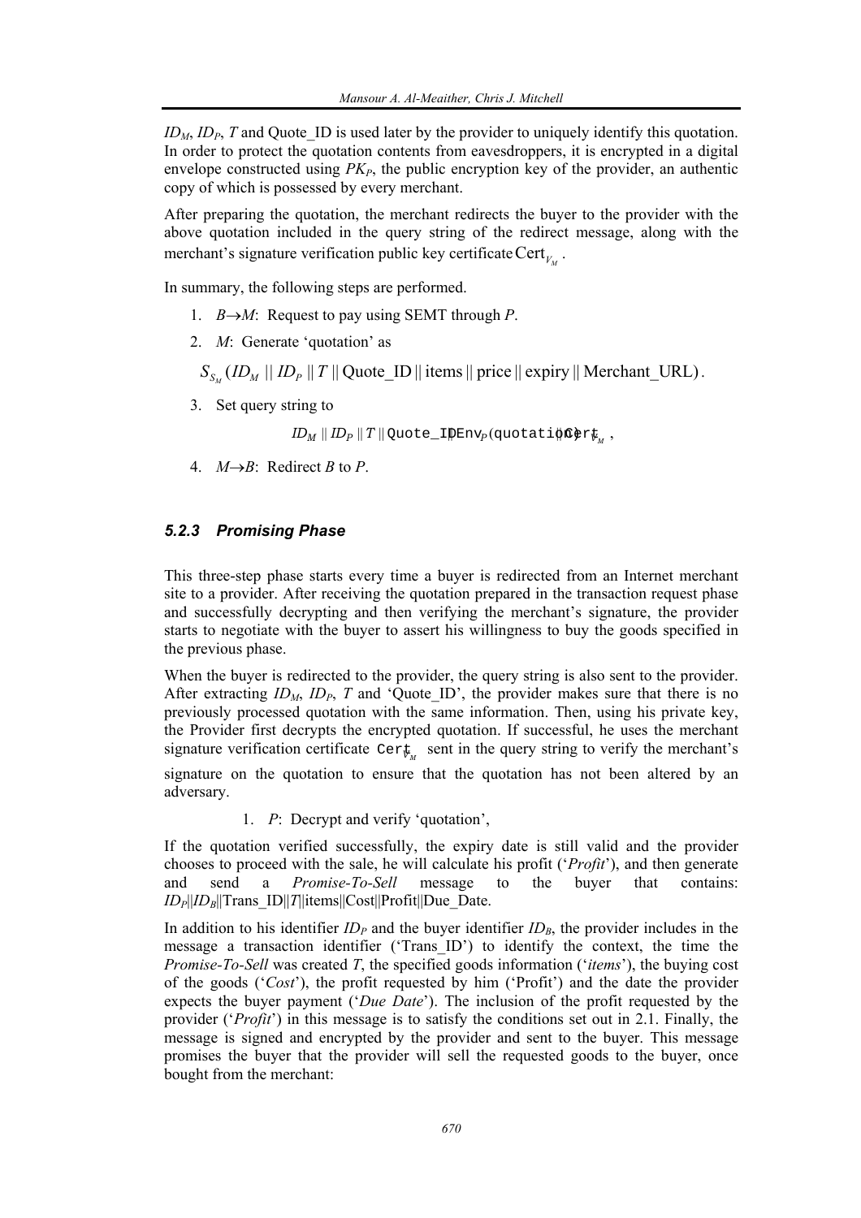$ID_M$, $ID_P$, $T$ and Quote_ID is used later by the provider to uniquely identify this quotation. In order to protect the quotation contents from eavesdroppers, it is encrypted in a digital envelope constructed using $PK_P$, the public encryption key of the provider, an authentic copy of which is possessed by every merchant.

After preparing the quotation, the merchant redirects the buyer to the provider with the above quotation included in the query string of the redirect message, along with the merchant's signature verification public key certificate $\text{Cert}_{V_M}$.

In summary, the following steps are performed.

1. $B \rightarrow M$: Request to pay using SEMT through $P$.
2. $M$: Generate 'quotation' as

   $$S_{S_M}(ID_M \,||\, ID_P \,||\, T \,||\, \text{Quote\_ID} \,||\, \text{items} \,||\, \text{price} \,||\, \text{expiry} \,||\, \text{Merchant\_URL}).$$

3. Set query string to

   $$ID_M \,||\, ID_P \,||\, T \,||\, \texttt{Quote\_ID} \,||\, \texttt{Env}_P(\texttt{quotation}) \,||\, \texttt{Cert}_{V_M},$$

4. $M \rightarrow B$: Redirect $B$ to $P$.

### 5.2.3 Promising Phase

This three-step phase starts every time a buyer is redirected from an Internet merchant site to a provider. After receiving the quotation prepared in the transaction request phase and successfully decrypting and then verifying the merchant's signature, the provider starts to negotiate with the buyer to assert his willingness to buy the goods specified in the previous phase.

When the buyer is redirected to the provider, the query string is also sent to the provider. After extracting $ID_M$, $ID_P$, $T$ and 'Quote_ID', the provider makes sure that there is no previously processed quotation with the same information. Then, using his private key, the Provider first decrypts the encrypted quotation. If successful, he uses the merchant signature verification certificate $\texttt{Cert}_{V_M}$ sent in the query string to verify the merchant's signature on the quotation to ensure that the quotation has not been altered by an adversary.

1. $P$: Decrypt and verify 'quotation',

If the quotation verified successfully, the expiry date is still valid and the provider chooses to proceed with the sale, he will calculate his profit ('*Profit*'), and then generate and send a *Promise-To-Sell* message to the buyer that contains: $ID_P||ID_B||\text{Trans\_ID}||T||\text{items}||\text{Cost}||\text{Profit}||\text{Due\_Date}$.

In addition to his identifier $ID_P$ and the buyer identifier $ID_B$, the provider includes in the message a transaction identifier ('Trans_ID') to identify the context, the time the *Promise-To-Sell* was created $T$, the specified goods information ('*items*'), the buying cost of the goods ('*Cost*'), the profit requested by him ('Profit') and the date the provider expects the buyer payment ('*Due Date*'). The inclusion of the profit requested by the provider ('*Profit*') in this message is to satisfy the conditions set out in 2.1. Finally, the message is signed and encrypted by the provider and sent to the buyer. This message promises the buyer that the provider will sell the requested goods to the buyer, once bought from the merchant: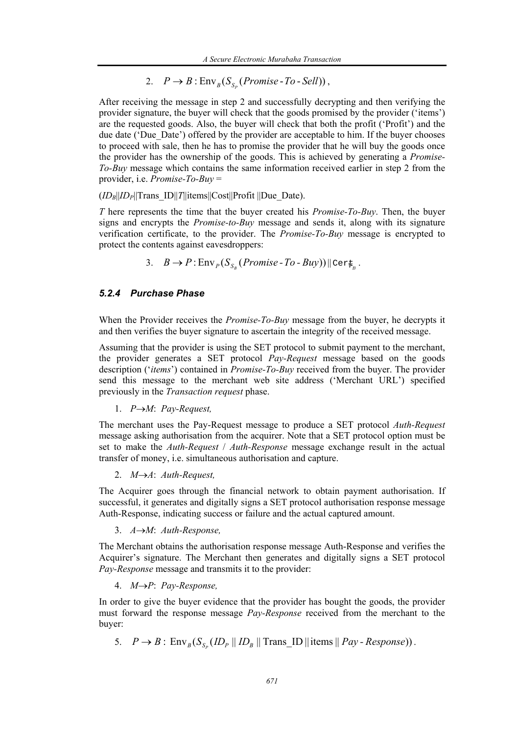2. $P \rightarrow B : \text{Env}_B(S_{S_P}(Promise\text{-}To\text{-}Sell))$,

After receiving the message in step 2 and successfully decrypting and then verifying the provider signature, the buyer will check that the goods promised by the provider ('items') are the requested goods. Also, the buyer will check that both the profit ('Profit') and the due date ('Due_Date') offered by the provider are acceptable to him. If the buyer chooses to proceed with sale, then he has to promise the provider that he will buy the goods once the provider has the ownership of the goods. This is achieved by generating a *Promise-To-Buy* message which contains the same information received earlier in step 2 from the provider, i.e. *Promise-To-Buy* =

($ID_B$||$ID_P$||Trans_ID||$T$||items||Cost||Profit ||Due_Date).

$T$ here represents the time that the buyer created his *Promise-To-Buy*. Then, the buyer signs and encrypts the *Promise-to-Buy* message and sends it, along with its signature verification certificate, to the provider. The *Promise-To-Buy* message is encrypted to protect the contents against eavesdroppers:

3. $B \rightarrow P : \text{Env}_P(S_{S_B}(Promise\text{-}To\text{-}Buy)) \| \text{Cert}_{V_B}$.

### 5.2.4 Purchase Phase

When the Provider receives the *Promise-To-Buy* message from the buyer, he decrypts it and then verifies the buyer signature to ascertain the integrity of the received message.

Assuming that the provider is using the SET protocol to submit payment to the merchant, the provider generates a SET protocol *Pay-Request* message based on the goods description ('*items*') contained in *Promise-To-Buy* received from the buyer. The provider send this message to the merchant web site address ('Merchant URL') specified previously in the *Transaction request* phase.

1. $P \rightarrow M$: *Pay-Request,*

The merchant uses the Pay-Request message to produce a SET protocol *Auth-Request* message asking authorisation from the acquirer. Note that a SET protocol option must be set to make the *Auth-Request* / *Auth-Response* message exchange result in the actual transfer of money, i.e. simultaneous authorisation and capture.

2. $M \rightarrow A$: *Auth-Request,*

The Acquirer goes through the financial network to obtain payment authorisation. If successful, it generates and digitally signs a SET protocol authorisation response message Auth-Response, indicating success or failure and the actual captured amount.

3. $A \rightarrow M$: *Auth-Response,*

The Merchant obtains the authorisation response message Auth-Response and verifies the Acquirer's signature. The Merchant then generates and digitally signs a SET protocol *Pay-Response* message and transmits it to the provider:

4. $M \rightarrow P$: *Pay-Response,*

In order to give the buyer evidence that the provider has bought the goods, the provider must forward the response message *Pay-Response* received from the merchant to the buyer:

5. $P \rightarrow B :\ \text{Env}_B(S_{S_P}(ID_P \,\|\, ID_B \,\|\, \text{Trans\_ID} \,\|\, \text{items} \,\|\, Pay\text{-}Response))$.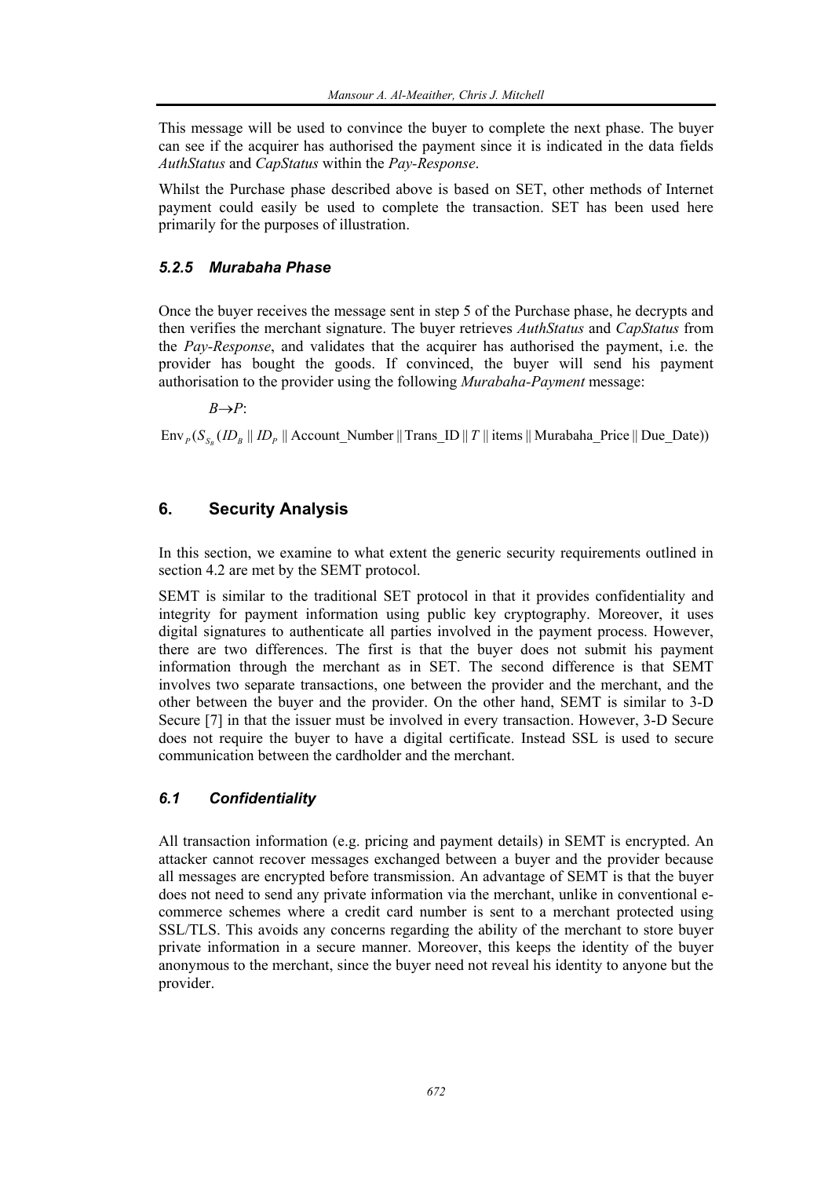This message will be used to convince the buyer to complete the next phase. The buyer can see if the acquirer has authorised the payment since it is indicated in the data fields *AuthStatus* and *CapStatus* within the *Pay-Response*.

Whilst the Purchase phase described above is based on SET, other methods of Internet payment could easily be used to complete the transaction. SET has been used here primarily for the purposes of illustration.

### *5.2.5 Murabaha Phase*

Once the buyer receives the message sent in step 5 of the Purchase phase, he decrypts and then verifies the merchant signature. The buyer retrieves *AuthStatus* and *CapStatus* from the *Pay-Response*, and validates that the acquirer has authorised the payment, i.e. the provider has bought the goods. If convinced, the buyer will send his payment authorisation to the provider using the following *Murabaha-Payment* message:

$B \rightarrow P$:

$$\mathrm{Env}_P(S_{S_B}(ID_B \,||\, ID_P \,||\, \mathrm{Account\_Number} \,||\, \mathrm{Trans\_ID} \,||\, T \,||\, \mathrm{items} \,||\, \mathrm{Murabaha\_Price} \,||\, \mathrm{Due\_Date}))$$

## 6. Security Analysis

In this section, we examine to what extent the generic security requirements outlined in section 4.2 are met by the SEMT protocol.

SEMT is similar to the traditional SET protocol in that it provides confidentiality and integrity for payment information using public key cryptography. Moreover, it uses digital signatures to authenticate all parties involved in the payment process. However, there are two differences. The first is that the buyer does not submit his payment information through the merchant as in SET. The second difference is that SEMT involves two separate transactions, one between the provider and the merchant, and the other between the buyer and the provider. On the other hand, SEMT is similar to 3-D Secure [7] in that the issuer must be involved in every transaction. However, 3-D Secure does not require the buyer to have a digital certificate. Instead SSL is used to secure communication between the cardholder and the merchant.

### *6.1 Confidentiality*

All transaction information (e.g. pricing and payment details) in SEMT is encrypted. An attacker cannot recover messages exchanged between a buyer and the provider because all messages are encrypted before transmission. An advantage of SEMT is that the buyer does not need to send any private information via the merchant, unlike in conventional e-commerce schemes where a credit card number is sent to a merchant protected using SSL/TLS. This avoids any concerns regarding the ability of the merchant to store buyer private information in a secure manner. Moreover, this keeps the identity of the buyer anonymous to the merchant, since the buyer need not reveal his identity to anyone but the provider.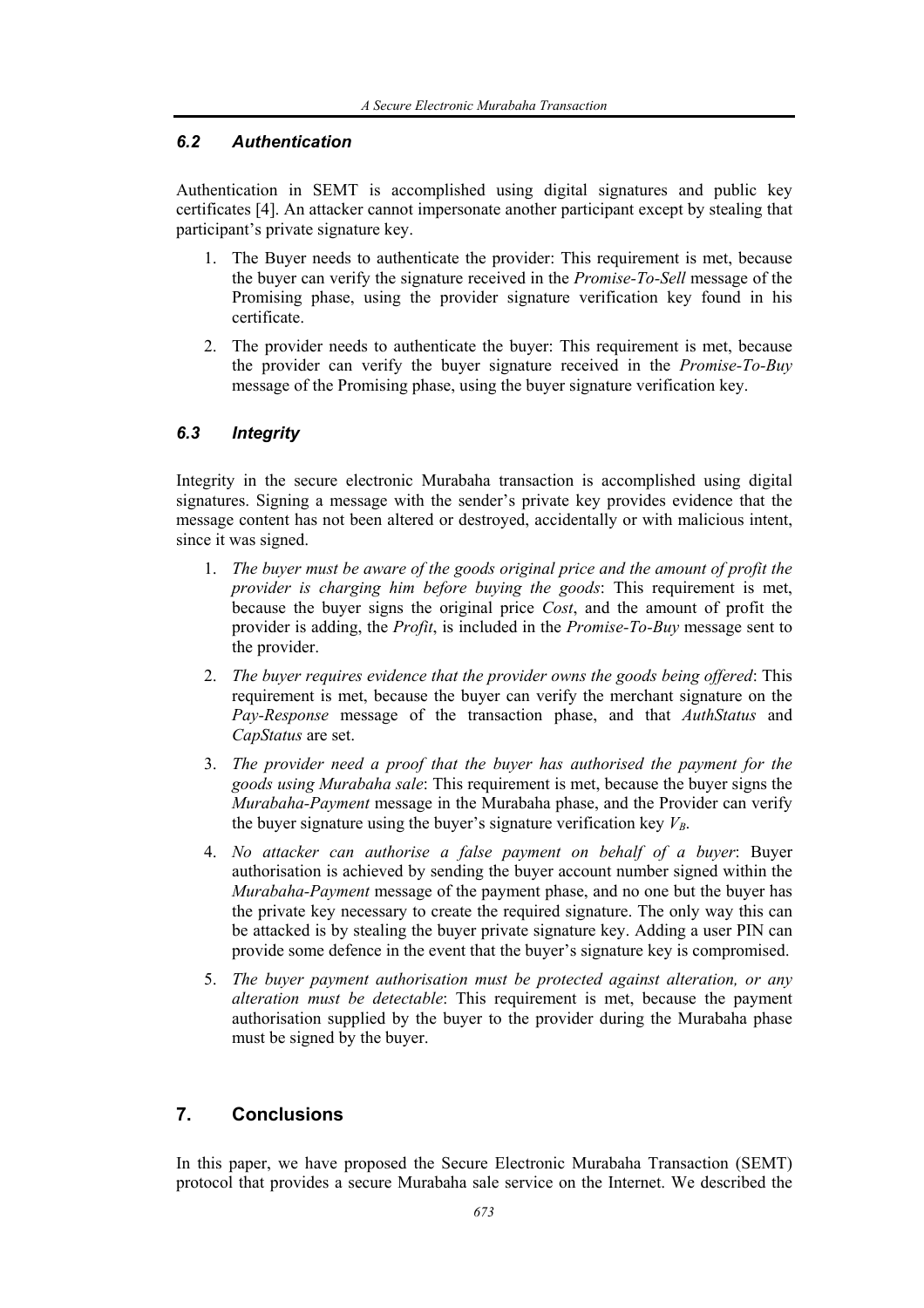### 6.2 Authentication

Authentication in SEMT is accomplished using digital signatures and public key certificates [4]. An attacker cannot impersonate another participant except by stealing that participant's private signature key.

1. The Buyer needs to authenticate the provider: This requirement is met, because the buyer can verify the signature received in the *Promise-To-Sell* message of the Promising phase, using the provider signature verification key found in his certificate.

2. The provider needs to authenticate the buyer: This requirement is met, because the provider can verify the buyer signature received in the *Promise-To-Buy* message of the Promising phase, using the buyer signature verification key.

### 6.3 Integrity

Integrity in the secure electronic Murabaha transaction is accomplished using digital signatures. Signing a message with the sender's private key provides evidence that the message content has not been altered or destroyed, accidentally or with malicious intent, since it was signed.

1. *The buyer must be aware of the goods original price and the amount of profit the provider is charging him before buying the goods*: This requirement is met, because the buyer signs the original price *Cost*, and the amount of profit the provider is adding, the *Profit*, is included in the *Promise-To-Buy* message sent to the provider.

2. *The buyer requires evidence that the provider owns the goods being offered*: This requirement is met, because the buyer can verify the merchant signature on the *Pay-Response* message of the transaction phase, and that *AuthStatus* and *CapStatus* are set.

3. *The provider need a proof that the buyer has authorised the payment for the goods using Murabaha sale*: This requirement is met, because the buyer signs the *Murabaha-Payment* message in the Murabaha phase, and the Provider can verify the buyer signature using the buyer's signature verification key $V_B$.

4. *No attacker can authorise a false payment on behalf of a buyer*: Buyer authorisation is achieved by sending the buyer account number signed within the *Murabaha-Payment* message of the payment phase, and no one but the buyer has the private key necessary to create the required signature. The only way this can be attacked is by stealing the buyer private signature key. Adding a user PIN can provide some defence in the event that the buyer's signature key is compromised.

5. *The buyer payment authorisation must be protected against alteration, or any alteration must be detectable*: This requirement is met, because the payment authorisation supplied by the buyer to the provider during the Murabaha phase must be signed by the buyer.

## 7. Conclusions

In this paper, we have proposed the Secure Electronic Murabaha Transaction (SEMT) protocol that provides a secure Murabaha sale service on the Internet. We described the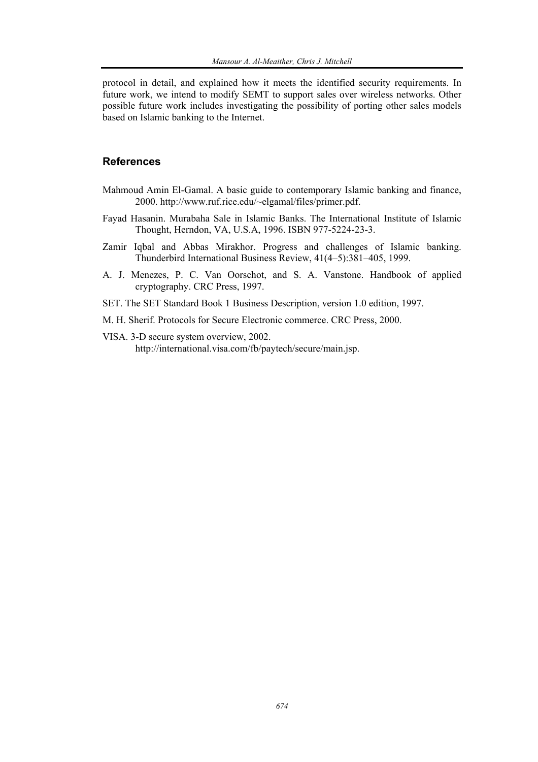protocol in detail, and explained how it meets the identified security requirements. In future work, we intend to modify SEMT to support sales over wireless networks. Other possible future work includes investigating the possibility of porting other sales models based on Islamic banking to the Internet.

## References

Mahmoud Amin El-Gamal. A basic guide to contemporary Islamic banking and finance, 2000. http://www.ruf.rice.edu/~elgamal/files/primer.pdf.

Fayad Hasanin. Murabaha Sale in Islamic Banks. The International Institute of Islamic Thought, Herndon, VA, U.S.A, 1996. ISBN 977-5224-23-3.

Zamir Iqbal and Abbas Mirakhor. Progress and challenges of Islamic banking. Thunderbird International Business Review, 41(4–5):381–405, 1999.

A. J. Menezes, P. C. Van Oorschot, and S. A. Vanstone. Handbook of applied cryptography. CRC Press, 1997.

SET. The SET Standard Book 1 Business Description, version 1.0 edition, 1997.

M. H. Sherif. Protocols for Secure Electronic commerce. CRC Press, 2000.

VISA. 3-D secure system overview, 2002. http://international.visa.com/fb/paytech/secure/main.jsp.